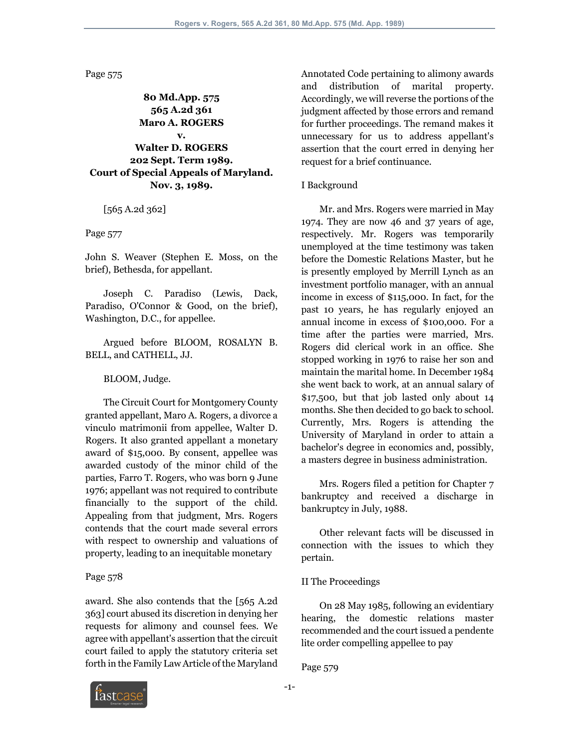Page 575

**80 Md.App. 575**
**565 A.2d 361**
**Maro A. ROGERS**
**v.**
**Walter D. ROGERS**
**202 Sept. Term 1989.**
**Court of Special Appeals of Maryland.**
**Nov. 3, 1989.**

[565 A.2d 362]

Page 577

John S. Weaver (Stephen E. Moss, on the brief), Bethesda, for appellant.

Joseph C. Paradiso (Lewis, Dack, Paradiso, O'Connor & Good, on the brief), Washington, D.C., for appellee.

Argued before BLOOM, ROSALYN B. BELL, and CATHELL, JJ.

BLOOM, Judge.

The Circuit Court for Montgomery County granted appellant, Maro A. Rogers, a divorce a vinculo matrimonii from appellee, Walter D. Rogers. It also granted appellant a monetary award of $15,000. By consent, appellee was awarded custody of the minor child of the parties, Farro T. Rogers, who was born 9 June 1976; appellant was not required to contribute financially to the support of the child. Appealing from that judgment, Mrs. Rogers contends that the court made several errors with respect to ownership and valuations of property, leading to an inequitable monetary

Page 578

award. She also contends that the [565 A.2d 363] court abused its discretion in denying her requests for alimony and counsel fees. We agree with appellant's assertion that the circuit court failed to apply the statutory criteria set forth in the Family Law Article of the Maryland Annotated Code pertaining to alimony awards and distribution of marital property. Accordingly, we will reverse the portions of the judgment affected by those errors and remand for further proceedings. The remand makes it unnecessary for us to address appellant's assertion that the court erred in denying her request for a brief continuance.

I Background

Mr. and Mrs. Rogers were married in May 1974. They are now 46 and 37 years of age, respectively. Mr. Rogers was temporarily unemployed at the time testimony was taken before the Domestic Relations Master, but he is presently employed by Merrill Lynch as an investment portfolio manager, with an annual income in excess of $115,000. In fact, for the past 10 years, he has regularly enjoyed an annual income in excess of $100,000. For a time after the parties were married, Mrs. Rogers did clerical work in an office. She stopped working in 1976 to raise her son and maintain the marital home. In December 1984 she went back to work, at an annual salary of $17,500, but that job lasted only about 14 months. She then decided to go back to school. Currently, Mrs. Rogers is attending the University of Maryland in order to attain a bachelor's degree in economics and, possibly, a masters degree in business administration.

Mrs. Rogers filed a petition for Chapter 7 bankruptcy and received a discharge in bankruptcy in July, 1988.

Other relevant facts will be discussed in connection with the issues to which they pertain.

II The Proceedings

On 28 May 1985, following an evidentiary hearing, the domestic relations master recommended and the court issued a pendente lite order compelling appellee to pay

Page 579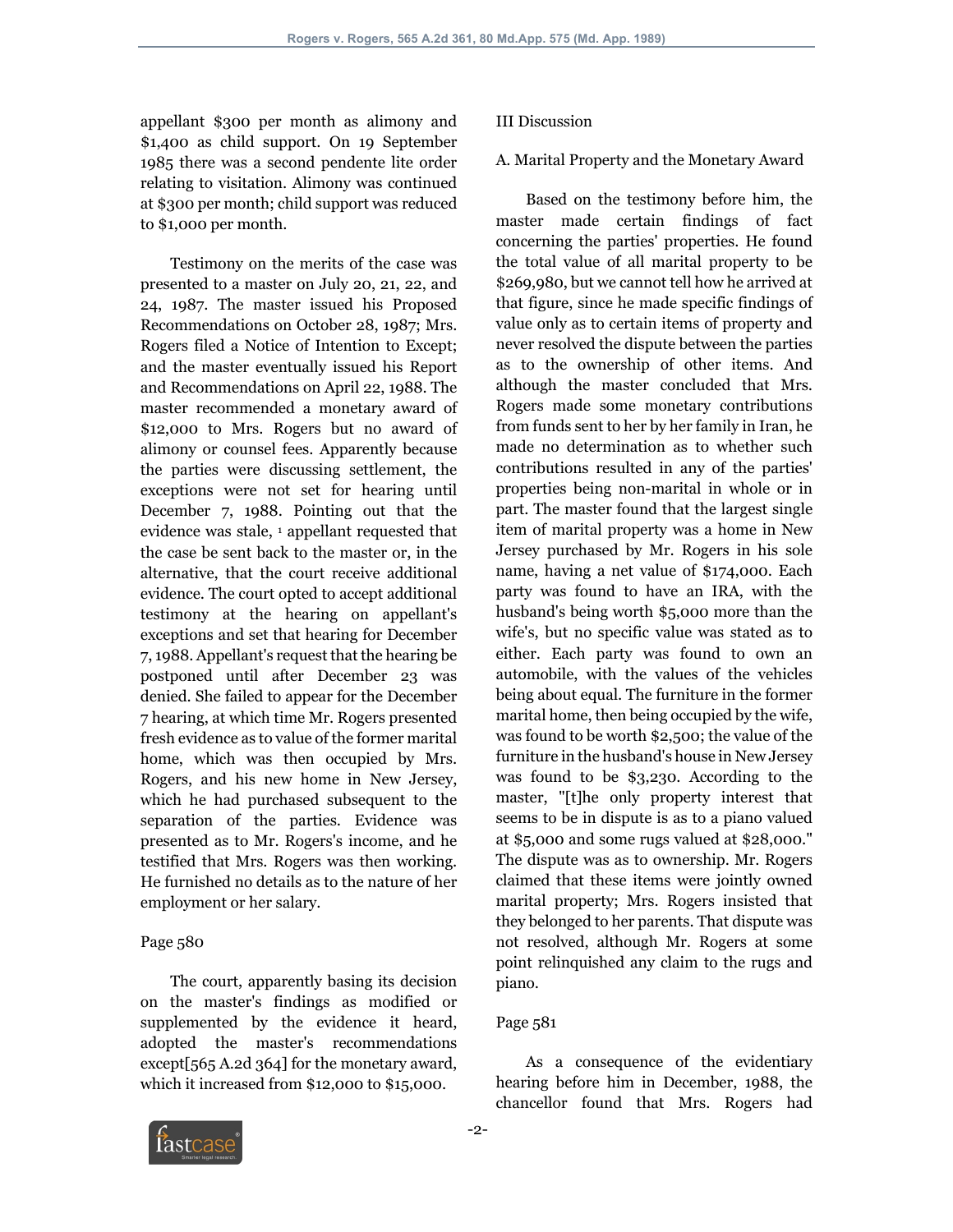appellant $300 per month as alimony and $1,400 as child support. On 19 September 1985 there was a second pendente lite order relating to visitation. Alimony was continued at $300 per month; child support was reduced to $1,000 per month.

Testimony on the merits of the case was presented to a master on July 20, 21, 22, and 24, 1987. The master issued his Proposed Recommendations on October 28, 1987; Mrs. Rogers filed a Notice of Intention to Except; and the master eventually issued his Report and Recommendations on April 22, 1988. The master recommended a monetary award of $12,000 to Mrs. Rogers but no award of alimony or counsel fees. Apparently because the parties were discussing settlement, the exceptions were not set for hearing until December 7, 1988. Pointing out that the evidence was stale, [1] appellant requested that the case be sent back to the master or, in the alternative, that the court receive additional evidence. The court opted to accept additional testimony at the hearing on appellant's exceptions and set that hearing for December 7, 1988. Appellant's request that the hearing be postponed until after December 23 was denied. She failed to appear for the December 7 hearing, at which time Mr. Rogers presented fresh evidence as to value of the former marital home, which was then occupied by Mrs. Rogers, and his new home in New Jersey, which he had purchased subsequent to the separation of the parties. Evidence was presented as to Mr. Rogers's income, and he testified that Mrs. Rogers was then working. He furnished no details as to the nature of her employment or her salary.

Page 580

The court, apparently basing its decision on the master's findings as modified or supplemented by the evidence it heard, adopted the master's recommendations except[565 A.2d 364] for the monetary award, which it increased from $12,000 to $15,000.

III Discussion

A. Marital Property and the Monetary Award

Based on the testimony before him, the master made certain findings of fact concerning the parties' properties. He found the total value of all marital property to be $269,980, but we cannot tell how he arrived at that figure, since he made specific findings of value only as to certain items of property and never resolved the dispute between the parties as to the ownership of other items. And although the master concluded that Mrs. Rogers made some monetary contributions from funds sent to her by her family in Iran, he made no determination as to whether such contributions resulted in any of the parties' properties being non-marital in whole or in part. The master found that the largest single item of marital property was a home in New Jersey purchased by Mr. Rogers in his sole name, having a net value of $174,000. Each party was found to have an IRA, with the husband's being worth $5,000 more than the wife's, but no specific value was stated as to either. Each party was found to own an automobile, with the values of the vehicles being about equal. The furniture in the former marital home, then being occupied by the wife, was found to be worth $2,500; the value of the furniture in the husband's house in New Jersey was found to be $3,230. According to the master, "[t]he only property interest that seems to be in dispute is as to a piano valued at $5,000 and some rugs valued at $28,000." The dispute was as to ownership. Mr. Rogers claimed that these items were jointly owned marital property; Mrs. Rogers insisted that they belonged to her parents. That dispute was not resolved, although Mr. Rogers at some point relinquished any claim to the rugs and piano.

Page 581

As a consequence of the evidentiary hearing before him in December, 1988, the chancellor found that Mrs. Rogers had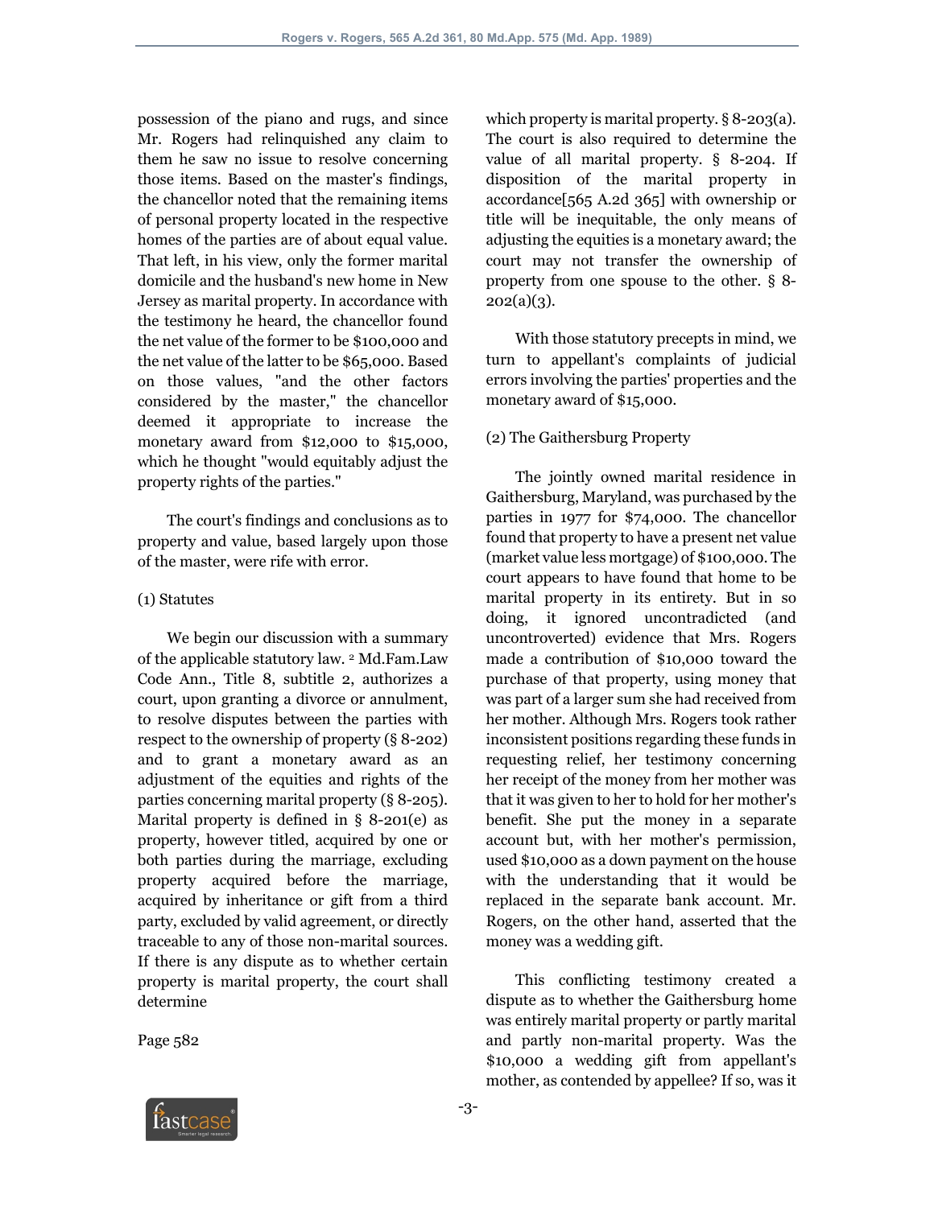possession of the piano and rugs, and since Mr. Rogers had relinquished any claim to them he saw no issue to resolve concerning those items. Based on the master's findings, the chancellor noted that the remaining items of personal property located in the respective homes of the parties are of about equal value. That left, in his view, only the former marital domicile and the husband's new home in New Jersey as marital property. In accordance with the testimony he heard, the chancellor found the net value of the former to be $100,000 and the net value of the latter to be $65,000. Based on those values, "and the other factors considered by the master," the chancellor deemed it appropriate to increase the monetary award from $12,000 to $15,000, which he thought "would equitably adjust the property rights of the parties."

The court's findings and conclusions as to property and value, based largely upon those of the master, were rife with error.

(1) Statutes

We begin our discussion with a summary of the applicable statutory law. [2] Md.Fam.Law Code Ann., Title 8, subtitle 2, authorizes a court, upon granting a divorce or annulment, to resolve disputes between the parties with respect to the ownership of property (§ 8-202) and to grant a monetary award as an adjustment of the equities and rights of the parties concerning marital property (§ 8-205). Marital property is defined in § 8-201(e) as property, however titled, acquired by one or both parties during the marriage, excluding property acquired before the marriage, acquired by inheritance or gift from a third party, excluded by valid agreement, or directly traceable to any of those non-marital sources. If there is any dispute as to whether certain property is marital property, the court shall determine

Page 582

which property is marital property. § 8-203(a). The court is also required to determine the value of all marital property. § 8-204. If disposition of the marital property in accordance[565 A.2d 365] with ownership or title will be inequitable, the only means of adjusting the equities is a monetary award; the court may not transfer the ownership of property from one spouse to the other. § 8-202(a)(3).

With those statutory precepts in mind, we turn to appellant's complaints of judicial errors involving the parties' properties and the monetary award of $15,000.

(2) The Gaithersburg Property

The jointly owned marital residence in Gaithersburg, Maryland, was purchased by the parties in 1977 for $74,000. The chancellor found that property to have a present net value (market value less mortgage) of $100,000. The court appears to have found that home to be marital property in its entirety. But in so doing, it ignored uncontradicted (and uncontroverted) evidence that Mrs. Rogers made a contribution of $10,000 toward the purchase of that property, using money that was part of a larger sum she had received from her mother. Although Mrs. Rogers took rather inconsistent positions regarding these funds in requesting relief, her testimony concerning her receipt of the money from her mother was that it was given to her to hold for her mother's benefit. She put the money in a separate account but, with her mother's permission, used $10,000 as a down payment on the house with the understanding that it would be replaced in the separate bank account. Mr. Rogers, on the other hand, asserted that the money was a wedding gift.

This conflicting testimony created a dispute as to whether the Gaithersburg home was entirely marital property or partly marital and partly non-marital property. Was the $10,000 a wedding gift from appellant's mother, as contended by appellee? If so, was it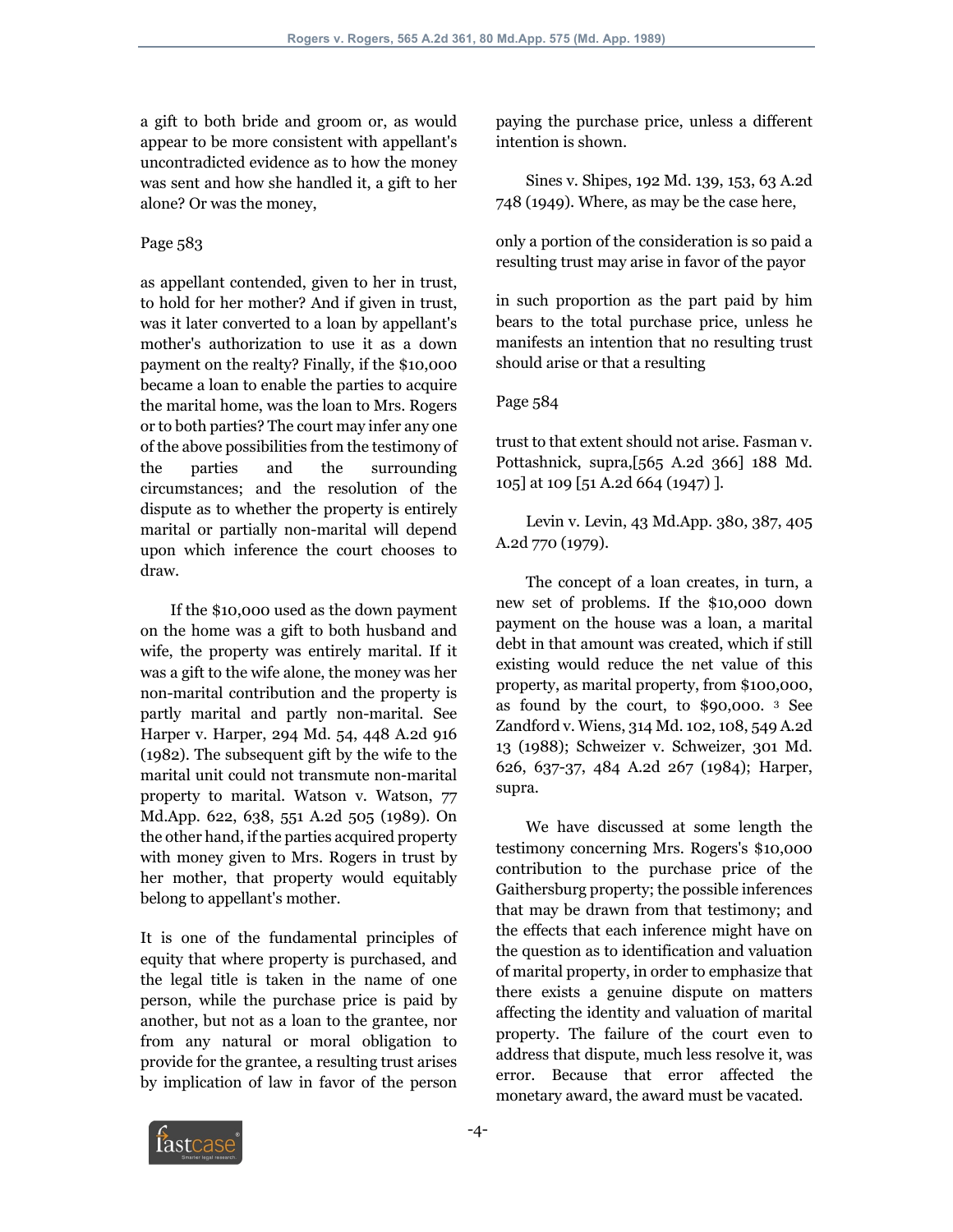a gift to both bride and groom or, as would appear to be more consistent with appellant's uncontradicted evidence as to how the money was sent and how she handled it, a gift to her alone? Or was the money,

Page 583

as appellant contended, given to her in trust, to hold for her mother? And if given in trust, was it later converted to a loan by appellant's mother's authorization to use it as a down payment on the realty? Finally, if the $10,000 became a loan to enable the parties to acquire the marital home, was the loan to Mrs. Rogers or to both parties? The court may infer any one of the above possibilities from the testimony of the parties and the surrounding circumstances; and the resolution of the dispute as to whether the property is entirely marital or partially non-marital will depend upon which inference the court chooses to draw.

If the $10,000 used as the down payment on the home was a gift to both husband and wife, the property was entirely marital. If it was a gift to the wife alone, the money was her non-marital contribution and the property is partly marital and partly non-marital. See Harper v. Harper, 294 Md. 54, 448 A.2d 916 (1982). The subsequent gift by the wife to the marital unit could not transmute non-marital property to marital. Watson v. Watson, 77 Md.App. 622, 638, 551 A.2d 505 (1989). On the other hand, if the parties acquired property with money given to Mrs. Rogers in trust by her mother, that property would equitably belong to appellant's mother.

It is one of the fundamental principles of equity that where property is purchased, and the legal title is taken in the name of one person, while the purchase price is paid by another, but not as a loan to the grantee, nor from any natural or moral obligation to provide for the grantee, a resulting trust arises by implication of law in favor of the person paying the purchase price, unless a different intention is shown.

Sines v. Shipes, 192 Md. 139, 153, 63 A.2d 748 (1949). Where, as may be the case here,

only a portion of the consideration is so paid a resulting trust may arise in favor of the payor

in such proportion as the part paid by him bears to the total purchase price, unless he manifests an intention that no resulting trust should arise or that a resulting

Page 584

trust to that extent should not arise. Fasman v. Pottashnick, supra,[565 A.2d 366] 188 Md. 105] at 109 [51 A.2d 664 (1947) ].

Levin v. Levin, 43 Md.App. 380, 387, 405 A.2d 770 (1979).

The concept of a loan creates, in turn, a new set of problems. If the $10,000 down payment on the house was a loan, a marital debt in that amount was created, which if still existing would reduce the net value of this property, as marital property, from $100,000, as found by the court, to $90,000. [3] See Zandford v. Wiens, 314 Md. 102, 108, 549 A.2d 13 (1988); Schweizer v. Schweizer, 301 Md. 626, 637-37, 484 A.2d 267 (1984); Harper, supra.

We have discussed at some length the testimony concerning Mrs. Rogers's $10,000 contribution to the purchase price of the Gaithersburg property; the possible inferences that may be drawn from that testimony; and the effects that each inference might have on the question as to identification and valuation of marital property, in order to emphasize that there exists a genuine dispute on matters affecting the identity and valuation of marital property. The failure of the court even to address that dispute, much less resolve it, was error. Because that error affected the monetary award, the award must be vacated.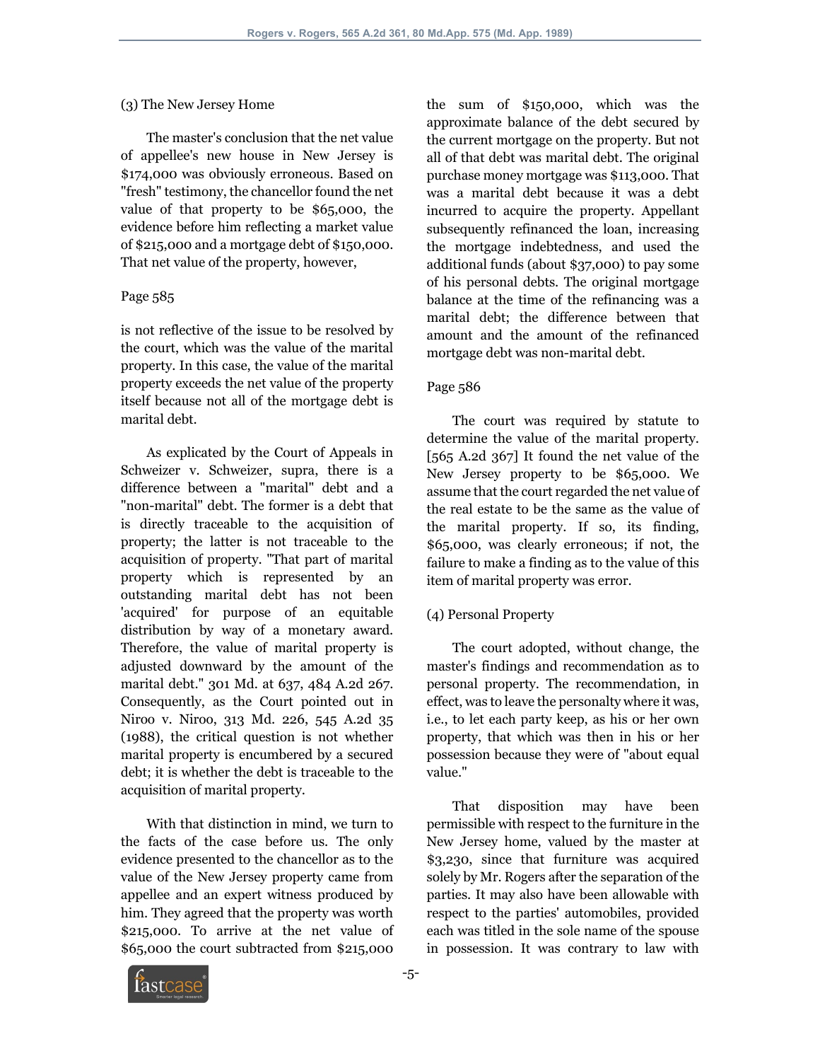(3) The New Jersey Home

The master's conclusion that the net value of appellee's new house in New Jersey is $174,000 was obviously erroneous. Based on "fresh" testimony, the chancellor found the net value of that property to be $65,000, the evidence before him reflecting a market value of $215,000 and a mortgage debt of $150,000. That net value of the property, however,

Page 585

is not reflective of the issue to be resolved by the court, which was the value of the marital property. In this case, the value of the marital property exceeds the net value of the property itself because not all of the mortgage debt is marital debt.

As explicated by the Court of Appeals in Schweizer v. Schweizer, supra, there is a difference between a "marital" debt and a "non-marital" debt. The former is a debt that is directly traceable to the acquisition of property; the latter is not traceable to the acquisition of property. "That part of marital property which is represented by an outstanding marital debt has not been 'acquired' for purpose of an equitable distribution by way of a monetary award. Therefore, the value of marital property is adjusted downward by the amount of the marital debt." 301 Md. at 637, 484 A.2d 267. Consequently, as the Court pointed out in Niroo v. Niroo, 313 Md. 226, 545 A.2d 35 (1988), the critical question is not whether marital property is encumbered by a secured debt; it is whether the debt is traceable to the acquisition of marital property.

With that distinction in mind, we turn to the facts of the case before us. The only evidence presented to the chancellor as to the value of the New Jersey property came from appellee and an expert witness produced by him. They agreed that the property was worth $215,000. To arrive at the net value of $65,000 the court subtracted from $215,000 the sum of $150,000, which was the approximate balance of the debt secured by the current mortgage on the property. But not all of that debt was marital debt. The original purchase money mortgage was $113,000. That was a marital debt because it was a debt incurred to acquire the property. Appellant subsequently refinanced the loan, increasing the mortgage indebtedness, and used the additional funds (about $37,000) to pay some of his personal debts. The original mortgage balance at the time of the refinancing was a marital debt; the difference between that amount and the amount of the refinanced mortgage debt was non-marital debt.

Page 586

The court was required by statute to determine the value of the marital property. [565 A.2d 367] It found the net value of the New Jersey property to be $65,000. We assume that the court regarded the net value of the real estate to be the same as the value of the marital property. If so, its finding, $65,000, was clearly erroneous; if not, the failure to make a finding as to the value of this item of marital property was error.

(4) Personal Property

The court adopted, without change, the master's findings and recommendation as to personal property. The recommendation, in effect, was to leave the personalty where it was, i.e., to let each party keep, as his or her own property, that which was then in his or her possession because they were of "about equal value."

That disposition may have been permissible with respect to the furniture in the New Jersey home, valued by the master at $3,230, since that furniture was acquired solely by Mr. Rogers after the separation of the parties. It may also have been allowable with respect to the parties' automobiles, provided each was titled in the sole name of the spouse in possession. It was contrary to law with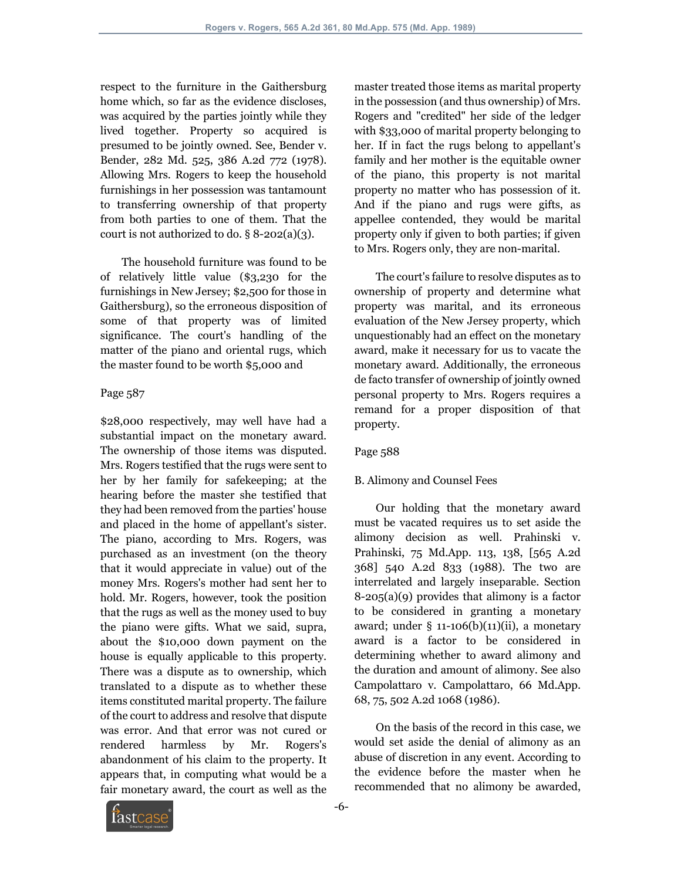respect to the furniture in the Gaithersburg home which, so far as the evidence discloses, was acquired by the parties jointly while they lived together. Property so acquired is presumed to be jointly owned. See, Bender v. Bender, 282 Md. 525, 386 A.2d 772 (1978). Allowing Mrs. Rogers to keep the household furnishings in her possession was tantamount to transferring ownership of that property from both parties to one of them. That the court is not authorized to do. § 8-202(a)(3).

The household furniture was found to be of relatively little value ($3,230 for the furnishings in New Jersey; $2,500 for those in Gaithersburg), so the erroneous disposition of some of that property was of limited significance. The court's handling of the matter of the piano and oriental rugs, which the master found to be worth $5,000 and

Page 587

$28,000 respectively, may well have had a substantial impact on the monetary award. The ownership of those items was disputed. Mrs. Rogers testified that the rugs were sent to her by her family for safekeeping; at the hearing before the master she testified that they had been removed from the parties' house and placed in the home of appellant's sister. The piano, according to Mrs. Rogers, was purchased as an investment (on the theory that it would appreciate in value) out of the money Mrs. Rogers's mother had sent her to hold. Mr. Rogers, however, took the position that the rugs as well as the money used to buy the piano were gifts. What we said, supra, about the $10,000 down payment on the house is equally applicable to this property. There was a dispute as to ownership, which translated to a dispute as to whether these items constituted marital property. The failure of the court to address and resolve that dispute was error. And that error was not cured or rendered harmless by Mr. Rogers's abandonment of his claim to the property. It appears that, in computing what would be a fair monetary award, the court as well as the master treated those items as marital property in the possession (and thus ownership) of Mrs. Rogers and "credited" her side of the ledger with $33,000 of marital property belonging to her. If in fact the rugs belong to appellant's family and her mother is the equitable owner of the piano, this property is not marital property no matter who has possession of it. And if the piano and rugs were gifts, as appellee contended, they would be marital property only if given to both parties; if given to Mrs. Rogers only, they are non-marital.

The court's failure to resolve disputes as to ownership of property and determine what property was marital, and its erroneous evaluation of the New Jersey property, which unquestionably had an effect on the monetary award, make it necessary for us to vacate the monetary award. Additionally, the erroneous de facto transfer of ownership of jointly owned personal property to Mrs. Rogers requires a remand for a proper disposition of that property.

Page 588

B. Alimony and Counsel Fees

Our holding that the monetary award must be vacated requires us to set aside the alimony decision as well. Prahinski v. Prahinski, 75 Md.App. 113, 138, [565 A.2d 368] 540 A.2d 833 (1988). The two are interrelated and largely inseparable. Section 8-205(a)(9) provides that alimony is a factor to be considered in granting a monetary award; under § 11-106(b)(11)(ii), a monetary award is a factor to be considered in determining whether to award alimony and the duration and amount of alimony. See also Campolattaro v. Campolattaro, 66 Md.App. 68, 75, 502 A.2d 1068 (1986).

On the basis of the record in this case, we would set aside the denial of alimony as an abuse of discretion in any event. According to the evidence before the master when he recommended that no alimony be awarded,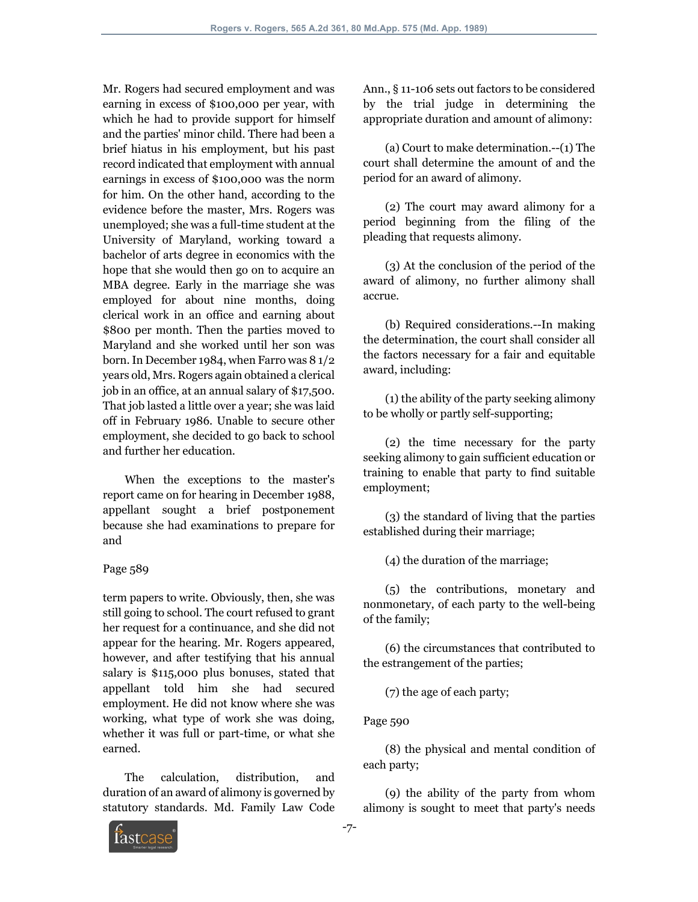Mr. Rogers had secured employment and was earning in excess of $100,000 per year, with which he had to provide support for himself and the parties' minor child. There had been a brief hiatus in his employment, but his past record indicated that employment with annual earnings in excess of $100,000 was the norm for him. On the other hand, according to the evidence before the master, Mrs. Rogers was unemployed; she was a full-time student at the University of Maryland, working toward a bachelor of arts degree in economics with the hope that she would then go on to acquire an MBA degree. Early in the marriage she was employed for about nine months, doing clerical work in an office and earning about $800 per month. Then the parties moved to Maryland and she worked until her son was born. In December 1984, when Farro was 8 1/2 years old, Mrs. Rogers again obtained a clerical job in an office, at an annual salary of $17,500. That job lasted a little over a year; she was laid off in February 1986. Unable to secure other employment, she decided to go back to school and further her education.

When the exceptions to the master's report came on for hearing in December 1988, appellant sought a brief postponement because she had examinations to prepare for and

Page 589

term papers to write. Obviously, then, she was still going to school. The court refused to grant her request for a continuance, and she did not appear for the hearing. Mr. Rogers appeared, however, and after testifying that his annual salary is $115,000 plus bonuses, stated that appellant told him she had secured employment. He did not know where she was working, what type of work she was doing, whether it was full or part-time, or what she earned.

The calculation, distribution, and duration of an award of alimony is governed by statutory standards. Md. Family Law Code Ann., § 11-106 sets out factors to be considered by the trial judge in determining the appropriate duration and amount of alimony:

(a) Court to make determination.--(1) The court shall determine the amount of and the period for an award of alimony.

(2) The court may award alimony for a period beginning from the filing of the pleading that requests alimony.

(3) At the conclusion of the period of the award of alimony, no further alimony shall accrue.

(b) Required considerations.--In making the determination, the court shall consider all the factors necessary for a fair and equitable award, including:

(1) the ability of the party seeking alimony to be wholly or partly self-supporting;

(2) the time necessary for the party seeking alimony to gain sufficient education or training to enable that party to find suitable employment;

(3) the standard of living that the parties established during their marriage;

(4) the duration of the marriage;

(5) the contributions, monetary and nonmonetary, of each party to the well-being of the family;

(6) the circumstances that contributed to the estrangement of the parties;

(7) the age of each party;

Page 590

(8) the physical and mental condition of each party;

(9) the ability of the party from whom alimony is sought to meet that party's needs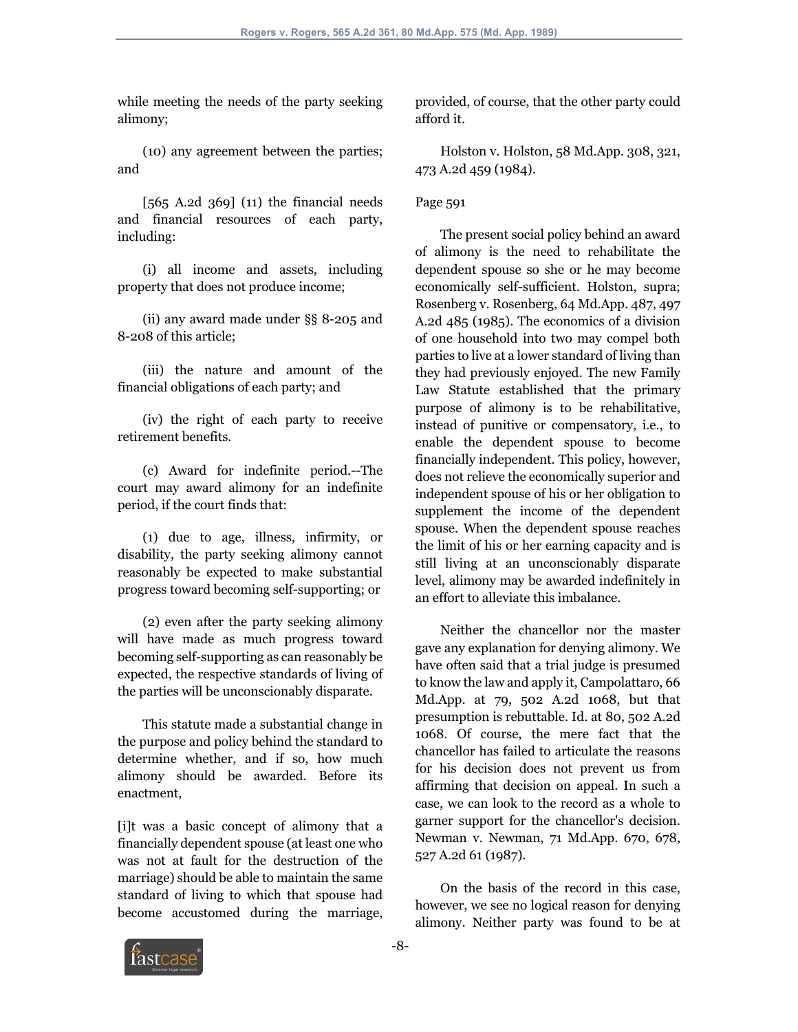while meeting the needs of the party seeking alimony;

(10) any agreement between the parties; and

[565 A.2d 369] (11) the financial needs and financial resources of each party, including:

(i) all income and assets, including property that does not produce income;

(ii) any award made under §§ 8-205 and 8-208 of this article;

(iii) the nature and amount of the financial obligations of each party; and

(iv) the right of each party to receive retirement benefits.

(c) Award for indefinite period.--The court may award alimony for an indefinite period, if the court finds that:

(1) due to age, illness, infirmity, or disability, the party seeking alimony cannot reasonably be expected to make substantial progress toward becoming self-supporting; or

(2) even after the party seeking alimony will have made as much progress toward becoming self-supporting as can reasonably be expected, the respective standards of living of the parties will be unconscionably disparate.

This statute made a substantial change in the purpose and policy behind the standard to determine whether, and if so, how much alimony should be awarded. Before its enactment,

[i]t was a basic concept of alimony that a financially dependent spouse (at least one who was not at fault for the destruction of the marriage) should be able to maintain the same standard of living to which that spouse had become accustomed during the marriage, provided, of course, that the other party could afford it.

Holston v. Holston, 58 Md.App. 308, 321, 473 A.2d 459 (1984).

Page 591

The present social policy behind an award of alimony is the need to rehabilitate the dependent spouse so she or he may become economically self-sufficient. Holston, supra; Rosenberg v. Rosenberg, 64 Md.App. 487, 497 A.2d 485 (1985). The economics of a division of one household into two may compel both parties to live at a lower standard of living than they had previously enjoyed. The new Family Law Statute established that the primary purpose of alimony is to be rehabilitative, instead of punitive or compensatory, i.e., to enable the dependent spouse to become financially independent. This policy, however, does not relieve the economically superior and independent spouse of his or her obligation to supplement the income of the dependent spouse. When the dependent spouse reaches the limit of his or her earning capacity and is still living at an unconscionably disparate level, alimony may be awarded indefinitely in an effort to alleviate this imbalance.

Neither the chancellor nor the master gave any explanation for denying alimony. We have often said that a trial judge is presumed to know the law and apply it, Campolattaro, 66 Md.App. at 79, 502 A.2d 1068, but that presumption is rebuttable. Id. at 80, 502 A.2d 1068. Of course, the mere fact that the chancellor has failed to articulate the reasons for his decision does not prevent us from affirming that decision on appeal. In such a case, we can look to the record as a whole to garner support for the chancellor's decision. Newman v. Newman, 71 Md.App. 670, 678, 527 A.2d 61 (1987).

On the basis of the record in this case, however, we see no logical reason for denying alimony. Neither party was found to be at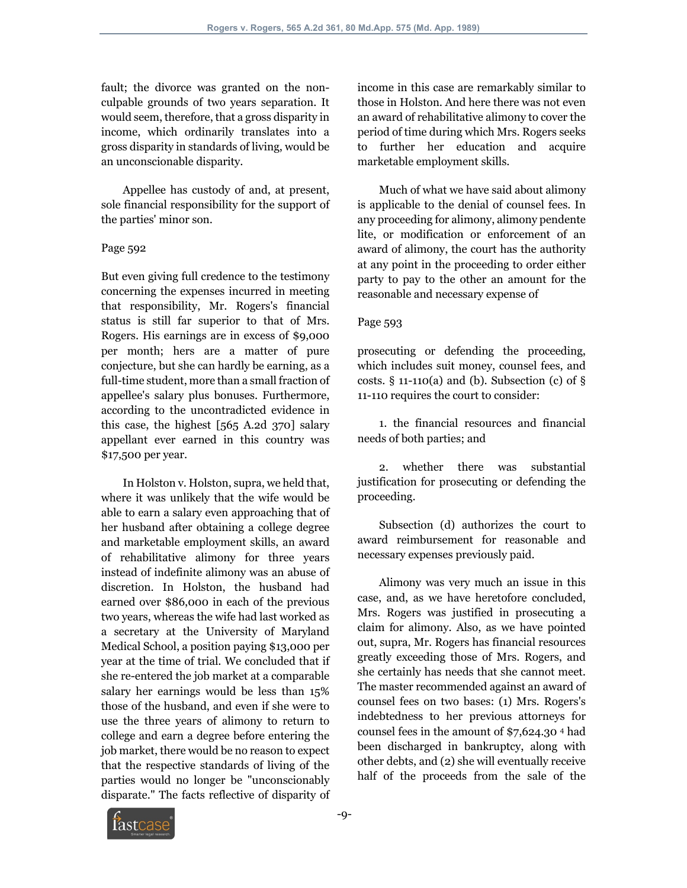fault; the divorce was granted on the non-culpable grounds of two years separation. It would seem, therefore, that a gross disparity in income, which ordinarily translates into a gross disparity in standards of living, would be an unconscionable disparity.

Appellee has custody of and, at present, sole financial responsibility for the support of the parties' minor son.

Page 592

But even giving full credence to the testimony concerning the expenses incurred in meeting that responsibility, Mr. Rogers's financial status is still far superior to that of Mrs. Rogers. His earnings are in excess of $9,000 per month; hers are a matter of pure conjecture, but she can hardly be earning, as a full-time student, more than a small fraction of appellee's salary plus bonuses. Furthermore, according to the uncontradicted evidence in this case, the highest [565 A.2d 370] salary appellant ever earned in this country was $17,500 per year.

In Holston v. Holston, supra, we held that, where it was unlikely that the wife would be able to earn a salary even approaching that of her husband after obtaining a college degree and marketable employment skills, an award of rehabilitative alimony for three years instead of indefinite alimony was an abuse of discretion. In Holston, the husband had earned over $86,000 in each of the previous two years, whereas the wife had last worked as a secretary at the University of Maryland Medical School, a position paying $13,000 per year at the time of trial. We concluded that if she re-entered the job market at a comparable salary her earnings would be less than 15% those of the husband, and even if she were to use the three years of alimony to return to college and earn a degree before entering the job market, there would be no reason to expect that the respective standards of living of the parties would no longer be "unconscionably disparate." The facts reflective of disparity of income in this case are remarkably similar to those in Holston. And here there was not even an award of rehabilitative alimony to cover the period of time during which Mrs. Rogers seeks to further her education and acquire marketable employment skills.

Much of what we have said about alimony is applicable to the denial of counsel fees. In any proceeding for alimony, alimony pendente lite, or modification or enforcement of an award of alimony, the court has the authority at any point in the proceeding to order either party to pay to the other an amount for the reasonable and necessary expense of

Page 593

prosecuting or defending the proceeding, which includes suit money, counsel fees, and costs. § 11-110(a) and (b). Subsection (c) of § 11-110 requires the court to consider:

1. the financial resources and financial needs of both parties; and

2. whether there was substantial justification for prosecuting or defending the proceeding.

Subsection (d) authorizes the court to award reimbursement for reasonable and necessary expenses previously paid.

Alimony was very much an issue in this case, and, as we have heretofore concluded, Mrs. Rogers was justified in prosecuting a claim for alimony. Also, as we have pointed out, supra, Mr. Rogers has financial resources greatly exceeding those of Mrs. Rogers, and she certainly has needs that she cannot meet. The master recommended against an award of counsel fees on two bases: (1) Mrs. Rogers's indebtedness to her previous attorneys for counsel fees in the amount of $7,624.30 [4] had been discharged in bankruptcy, along with other debts, and (2) she will eventually receive half of the proceeds from the sale of the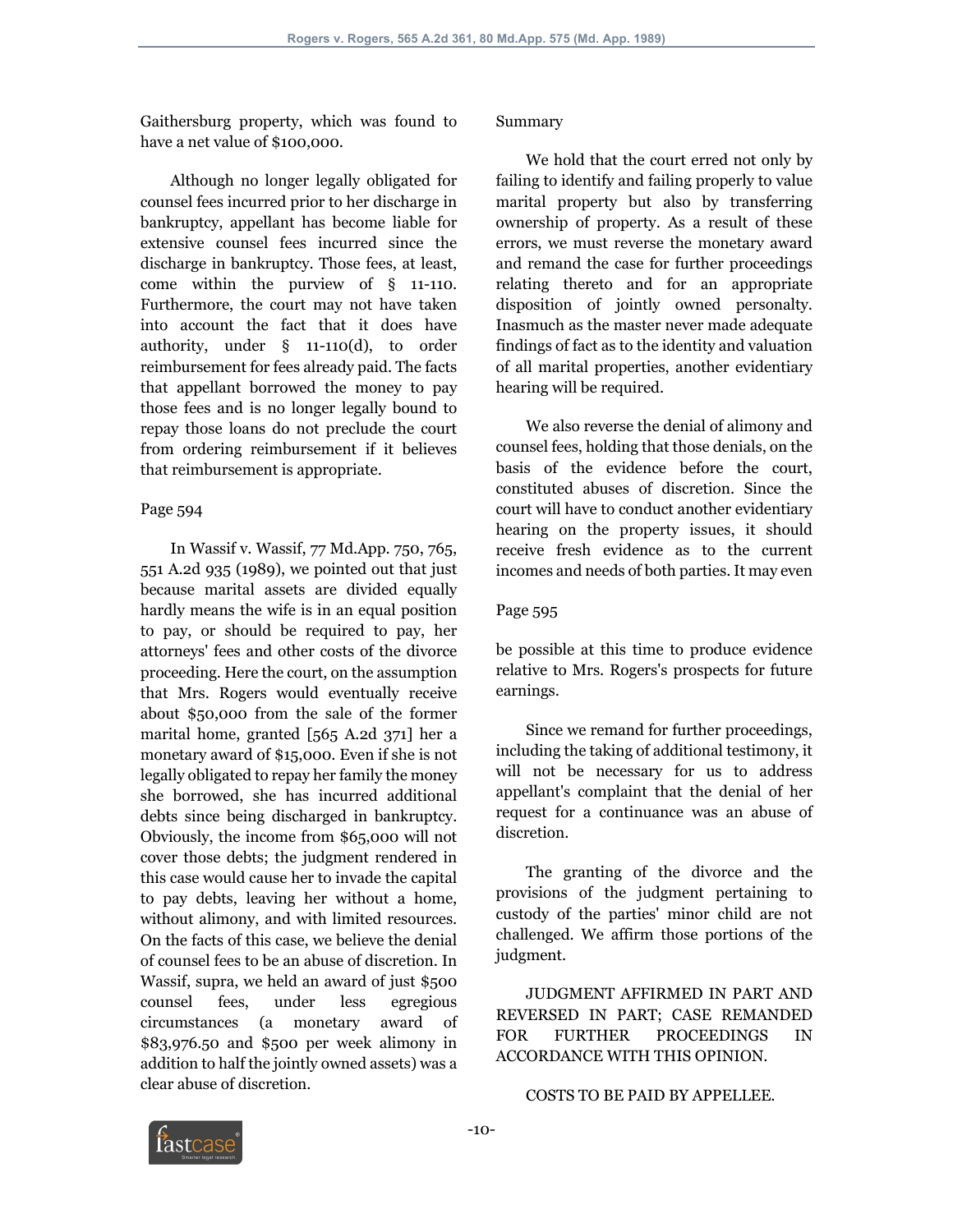Gaithersburg property, which was found to have a net value of $100,000.

Although no longer legally obligated for counsel fees incurred prior to her discharge in bankruptcy, appellant has become liable for extensive counsel fees incurred since the discharge in bankruptcy. Those fees, at least, come within the purview of § 11-110. Furthermore, the court may not have taken into account the fact that it does have authority, under § 11-110(d), to order reimbursement for fees already paid. The facts that appellant borrowed the money to pay those fees and is no longer legally bound to repay those loans do not preclude the court from ordering reimbursement if it believes that reimbursement is appropriate.

Page 594

In Wassif v. Wassif, 77 Md.App. 750, 765, 551 A.2d 935 (1989), we pointed out that just because marital assets are divided equally hardly means the wife is in an equal position to pay, or should be required to pay, her attorneys' fees and other costs of the divorce proceeding. Here the court, on the assumption that Mrs. Rogers would eventually receive about $50,000 from the sale of the former marital home, granted [565 A.2d 371] her a monetary award of $15,000. Even if she is not legally obligated to repay her family the money she borrowed, she has incurred additional debts since being discharged in bankruptcy. Obviously, the income from $65,000 will not cover those debts; the judgment rendered in this case would cause her to invade the capital to pay debts, leaving her without a home, without alimony, and with limited resources. On the facts of this case, we believe the denial of counsel fees to be an abuse of discretion. In Wassif, supra, we held an award of just $500 counsel fees, under less egregious circumstances (a monetary award of $83,976.50 and $500 per week alimony in addition to half the jointly owned assets) was a clear abuse of discretion.

Summary

We hold that the court erred not only by failing to identify and failing properly to value marital property but also by transferring ownership of property. As a result of these errors, we must reverse the monetary award and remand the case for further proceedings relating thereto and for an appropriate disposition of jointly owned personalty. Inasmuch as the master never made adequate findings of fact as to the identity and valuation of all marital properties, another evidentiary hearing will be required.

We also reverse the denial of alimony and counsel fees, holding that those denials, on the basis of the evidence before the court, constituted abuses of discretion. Since the court will have to conduct another evidentiary hearing on the property issues, it should receive fresh evidence as to the current incomes and needs of both parties. It may even

Page 595

be possible at this time to produce evidence relative to Mrs. Rogers's prospects for future earnings.

Since we remand for further proceedings, including the taking of additional testimony, it will not be necessary for us to address appellant's complaint that the denial of her request for a continuance was an abuse of discretion.

The granting of the divorce and the provisions of the judgment pertaining to custody of the parties' minor child are not challenged. We affirm those portions of the judgment.

JUDGMENT AFFIRMED IN PART AND REVERSED IN PART; CASE REMANDED FOR FURTHER PROCEEDINGS IN ACCORDANCE WITH THIS OPINION.

COSTS TO BE PAID BY APPELLEE.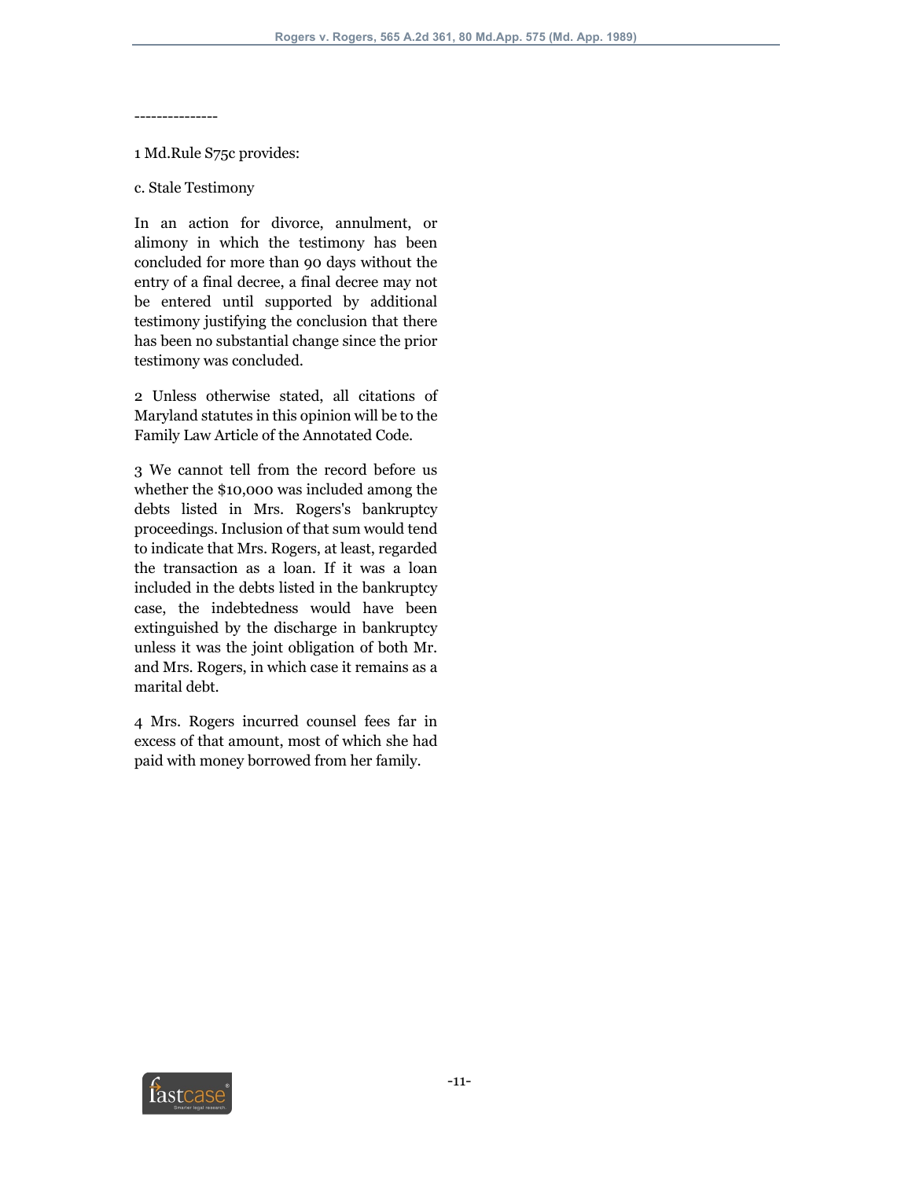---------------

1 Md.Rule S75c provides:

c. Stale Testimony

In an action for divorce, annulment, or alimony in which the testimony has been concluded for more than 90 days without the entry of a final decree, a final decree may not be entered until supported by additional testimony justifying the conclusion that there has been no substantial change since the prior testimony was concluded.

2 Unless otherwise stated, all citations of Maryland statutes in this opinion will be to the Family Law Article of the Annotated Code.

3 We cannot tell from the record before us whether the $10,000 was included among the debts listed in Mrs. Rogers's bankruptcy proceedings. Inclusion of that sum would tend to indicate that Mrs. Rogers, at least, regarded the transaction as a loan. If it was a loan included in the debts listed in the bankruptcy case, the indebtedness would have been extinguished by the discharge in bankruptcy unless it was the joint obligation of both Mr. and Mrs. Rogers, in which case it remains as a marital debt.

4 Mrs. Rogers incurred counsel fees far in excess of that amount, most of which she had paid with money borrowed from her family.